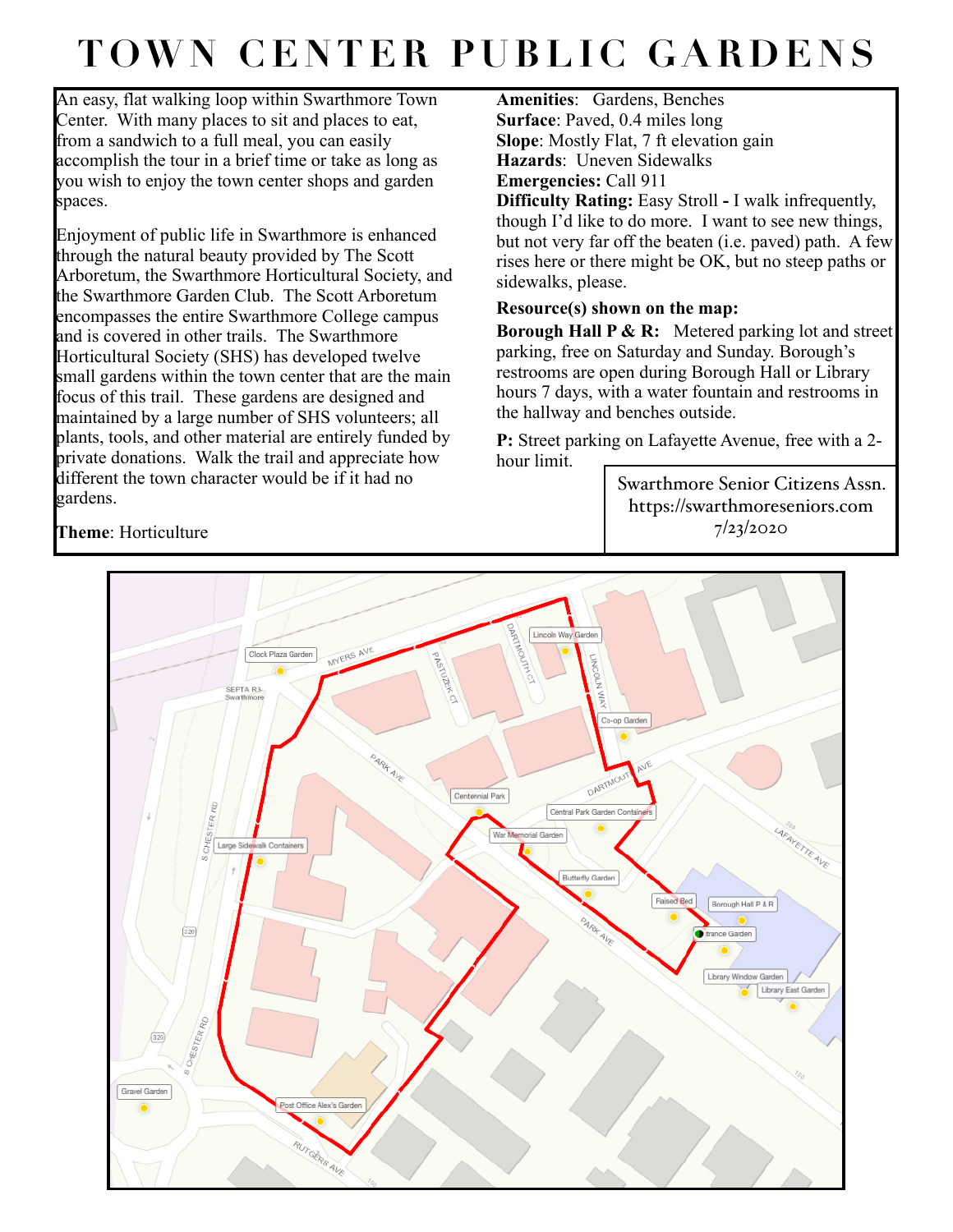# TOWN CENTER PUBLIC GARDENS

An easy, flat walking loop within Swarthmore Town Center. With many places to sit and places to eat, from a sandwich to a full meal, you can easily accomplish the tour in a brief time or take as long as you wish to enjoy the town center shops and garden spaces.

Enjoyment of public life in Swarthmore is enhanced through the natural beauty provided by The Scott Arboretum, the Swarthmore Horticultural Society, and the Swarthmore Garden Club. The Scott Arboretum encompasses the entire Swarthmore College campus and is covered in other trails. The Swarthmore Horticultural Society (SHS) has developed twelve small gardens within the town center that are the main focus of this trail. These gardens are designed and maintained by a large number of SHS volunteers; all plants, tools, and other material are entirely funded by private donations. Walk the trail and appreciate how different the town character would be if it had no gardens.

**Theme**: Horticulture

**Amenities**: Gardens, Benches
**Surface**: Paved, 0.4 miles long
**Slope**: Mostly Flat, 7 ft elevation gain
**Hazards**: Uneven Sidewalks
**Emergencies:** Call 911
**Difficulty Rating: Easy Stroll -** I walk infrequently, though I'd like to do more. I want to see new things, but not very far off the beaten (i.e. paved) path. A few rises here or there might be OK, but no steep paths or sidewalks, please.

**Resource(s) shown on the map:**

**Borough Hall P & R**: Metered parking lot and street parking, free on Saturday and Sunday. Borough's restrooms are open during Borough Hall or Library hours 7 days, with a water fountain and restrooms in the hallway and benches outside.

**P:** Street parking on Lafayette Avenue, free with a 2-hour limit.

Swarthmore Senior Citizens Assn.
https://swarthmoreseniors.com
7/23/2020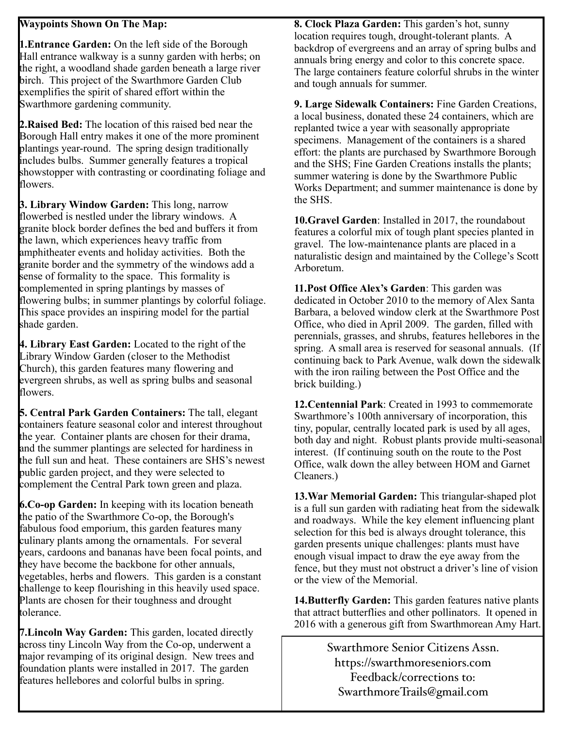**Waypoints Shown On The Map:**

**1.Entrance Garden:** On the left side of the Borough Hall entrance walkway is a sunny garden with herbs; on the right, a woodland shade garden beneath a large river birch. This project of the Swarthmore Garden Club exemplifies the spirit of shared effort within the Swarthmore gardening community.

**2.Raised Bed:** The location of this raised bed near the Borough Hall entry makes it one of the more prominent plantings year-round. The spring design traditionally includes bulbs. Summer generally features a tropical showstopper with contrasting or coordinating foliage and flowers.

**3. Library Window Garden:** This long, narrow flowerbed is nestled under the library windows. A granite block border defines the bed and buffers it from the lawn, which experiences heavy traffic from amphitheater events and holiday activities. Both the granite border and the symmetry of the windows add a sense of formality to the space. This formality is complemented in spring plantings by masses of flowering bulbs; in summer plantings by colorful foliage. This space provides an inspiring model for the partial shade garden.

**4. Library East Garden:** Located to the right of the Library Window Garden (closer to the Methodist Church), this garden features many flowering and evergreen shrubs, as well as spring bulbs and seasonal flowers.

**5. Central Park Garden Containers:** The tall, elegant containers feature seasonal color and interest throughout the year. Container plants are chosen for their drama, and the summer plantings are selected for hardiness in the full sun and heat. These containers are SHS's newest public garden project, and they were selected to complement the Central Park town green and plaza.

**6.Co-op Garden:** In keeping with its location beneath the patio of the Swarthmore Co-op, the Borough's fabulous food emporium, this garden features many culinary plants among the ornamentals. For several years, cardoons and bananas have been focal points, and they have become the backbone for other annuals, vegetables, herbs and flowers. This garden is a constant challenge to keep flourishing in this heavily used space. Plants are chosen for their toughness and drought tolerance.

**7.Lincoln Way Garden:** This garden, located directly across tiny Lincoln Way from the Co-op, underwent a major revamping of its original design. New trees and foundation plants were installed in 2017. The garden features hellebores and colorful bulbs in spring.

**8. Clock Plaza Garden:** This garden's hot, sunny location requires tough, drought-tolerant plants. A backdrop of evergreens and an array of spring bulbs and annuals bring energy and color to this concrete space. The large containers feature colorful shrubs in the winter and tough annuals for summer.

**9. Large Sidewalk Containers:** Fine Garden Creations, a local business, donated these 24 containers, which are replanted twice a year with seasonally appropriate specimens. Management of the containers is a shared effort: the plants are purchased by Swarthmore Borough and the SHS; Fine Garden Creations installs the plants; summer watering is done by the Swarthmore Public Works Department; and summer maintenance is done by the SHS.

**10.Gravel Garden**: Installed in 2017, the roundabout features a colorful mix of tough plant species planted in gravel. The low-maintenance plants are placed in a naturalistic design and maintained by the College's Scott Arboretum.

**11.Post Office Alex's Garden**: This garden was dedicated in October 2010 to the memory of Alex Santa Barbara, a beloved window clerk at the Swarthmore Post Office, who died in April 2009. The garden, filled with perennials, grasses, and shrubs, features hellebores in the spring. A small area is reserved for seasonal annuals. (If continuing back to Park Avenue, walk down the sidewalk with the iron railing between the Post Office and the brick building.)

**12.Centennial Park**: Created in 1993 to commemorate Swarthmore's 100th anniversary of incorporation, this tiny, popular, centrally located park is used by all ages, both day and night. Robust plants provide multi-seasonal interest. (If continuing south on the route to the Post Office, walk down the alley between HOM and Garnet Cleaners.)

**13.War Memorial Garden:** This triangular-shaped plot is a full sun garden with radiating heat from the sidewalk and roadways. While the key element influencing plant selection for this bed is always drought tolerance, this garden presents unique challenges: plants must have enough visual impact to draw the eye away from the fence, but they must not obstruct a driver's line of vision or the view of the Memorial.

**14.Butterfly Garden:** This garden features native plants that attract butterflies and other pollinators. It opened in 2016 with a generous gift from Swarthmorean Amy Hart.

Swarthmore Senior Citizens Assn.
https://swarthmoreseniors.com
Feedback/corrections to:
SwarthmoreTrails@gmail.com